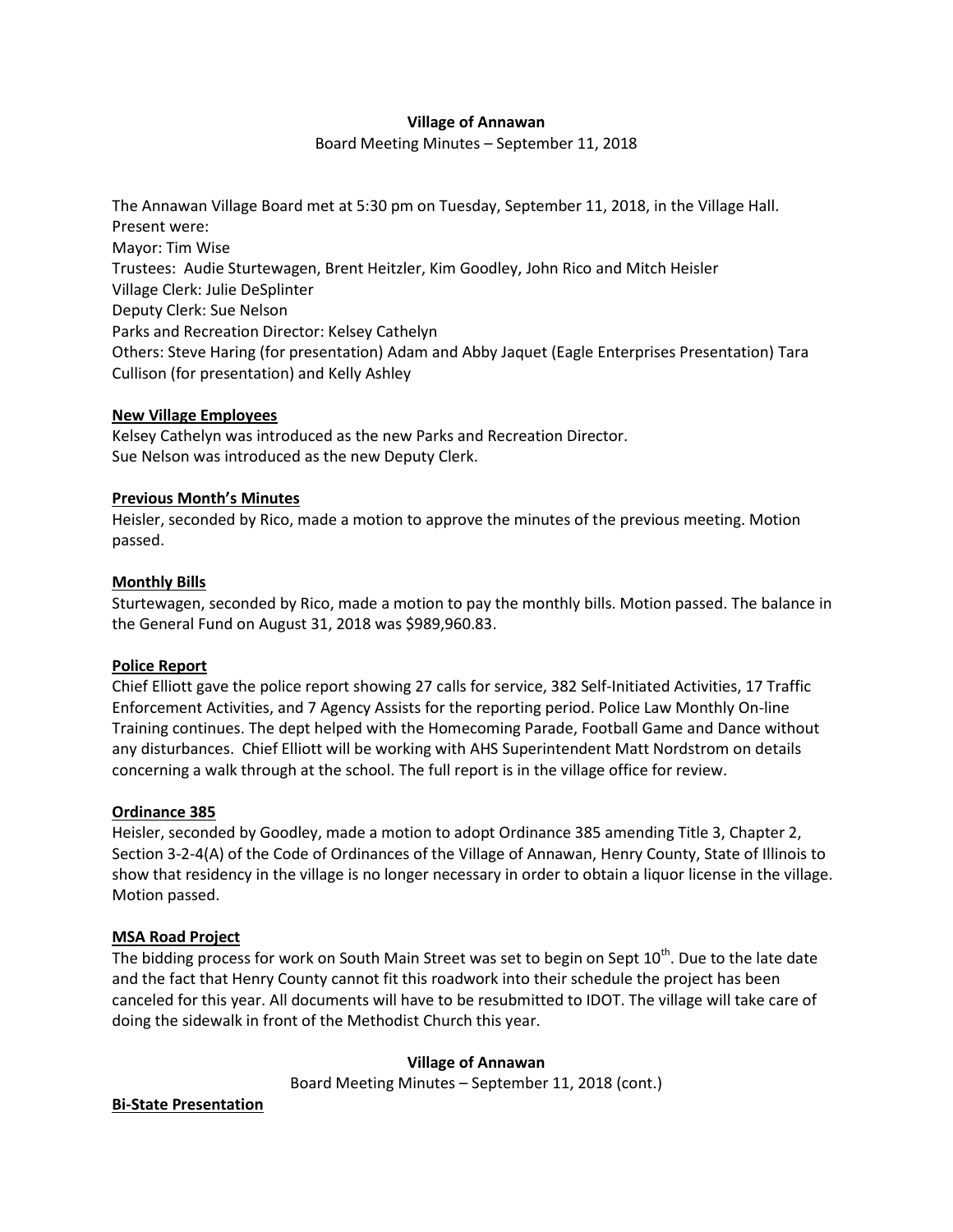# Village of Annawan

Board Meeting Minutes – September 11, 2018

The Annawan Village Board met at 5:30 pm on Tuesday, September 11, 2018, in the Village Hall.
Present were:
Mayor: Tim Wise
Trustees: Audie Sturtewagen, Brent Heitzler, Kim Goodley, John Rico and Mitch Heisler
Village Clerk: Julie DeSplinter
Deputy Clerk: Sue Nelson
Parks and Recreation Director: Kelsey Cathelyn
Others: Steve Haring (for presentation) Adam and Abby Jaquet (Eagle Enterprises Presentation) Tara Cullison (for presentation) and Kelly Ashley

**New Village Employees**

Kelsey Cathelyn was introduced as the new Parks and Recreation Director.
Sue Nelson was introduced as the new Deputy Clerk.

**Previous Month's Minutes**

Heisler, seconded by Rico, made a motion to approve the minutes of the previous meeting. Motion passed.

**Monthly Bills**

Sturtewagen, seconded by Rico, made a motion to pay the monthly bills. Motion passed. The balance in the General Fund on August 31, 2018 was $989,960.83.

**Police Report**

Chief Elliott gave the police report showing 27 calls for service, 382 Self-Initiated Activities, 17 Traffic Enforcement Activities, and 7 Agency Assists for the reporting period. Police Law Monthly On-line Training continues. The dept helped with the Homecoming Parade, Football Game and Dance without any disturbances. Chief Elliott will be working with AHS Superintendent Matt Nordstrom on details concerning a walk through at the school. The full report is in the village office for review.

**Ordinance 385**

Heisler, seconded by Goodley, made a motion to adopt Ordinance 385 amending Title 3, Chapter 2, Section 3-2-4(A) of the Code of Ordinances of the Village of Annawan, Henry County, State of Illinois to show that residency in the village is no longer necessary in order to obtain a liquor license in the village. Motion passed.

**MSA Road Project**

The bidding process for work on South Main Street was set to begin on Sept 10th. Due to the late date and the fact that Henry County cannot fit this roadwork into their schedule the project has been canceled for this year. All documents will have to be resubmitted to IDOT. The village will take care of doing the sidewalk in front of the Methodist Church this year.

**Bi-State Presentation**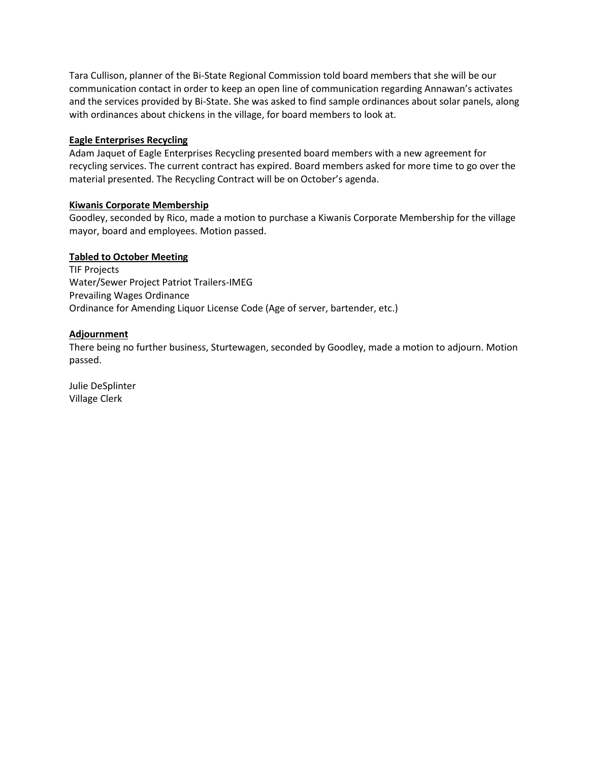Tara Cullison, planner of the Bi-State Regional Commission told board members that she will be our communication contact in order to keep an open line of communication regarding Annawan's activates and the services provided by Bi-State. She was asked to find sample ordinances about solar panels, along with ordinances about chickens in the village, for board members to look at.

**Eagle Enterprises Recycling**

Adam Jaquet of Eagle Enterprises Recycling presented board members with a new agreement for recycling services. The current contract has expired. Board members asked for more time to go over the material presented. The Recycling Contract will be on October's agenda.

**Kiwanis Corporate Membership**

Goodley, seconded by Rico, made a motion to purchase a Kiwanis Corporate Membership for the village mayor, board and employees. Motion passed.

**Tabled to October Meeting**

TIF Projects
Water/Sewer Project Patriot Trailers-IMEG
Prevailing Wages Ordinance
Ordinance for Amending Liquor License Code (Age of server, bartender, etc.)

**Adjournment**

There being no further business, Sturtewagen, seconded by Goodley, made a motion to adjourn. Motion passed.

Julie DeSplinter
Village Clerk